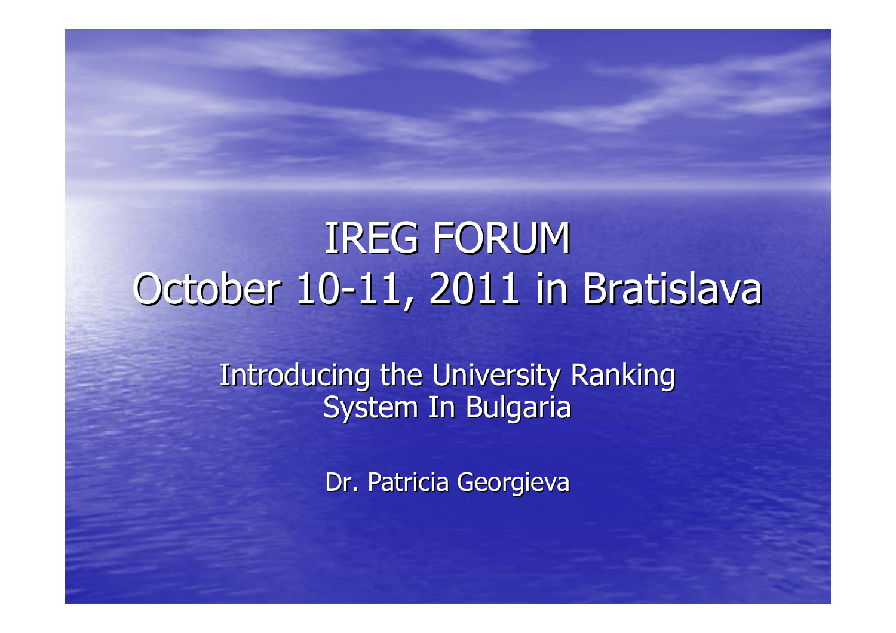# IREG FORUM
# October 10-11, 2011 in Bratislava

Introducing the University Ranking System In Bulgaria

Dr. Patricia Georgieva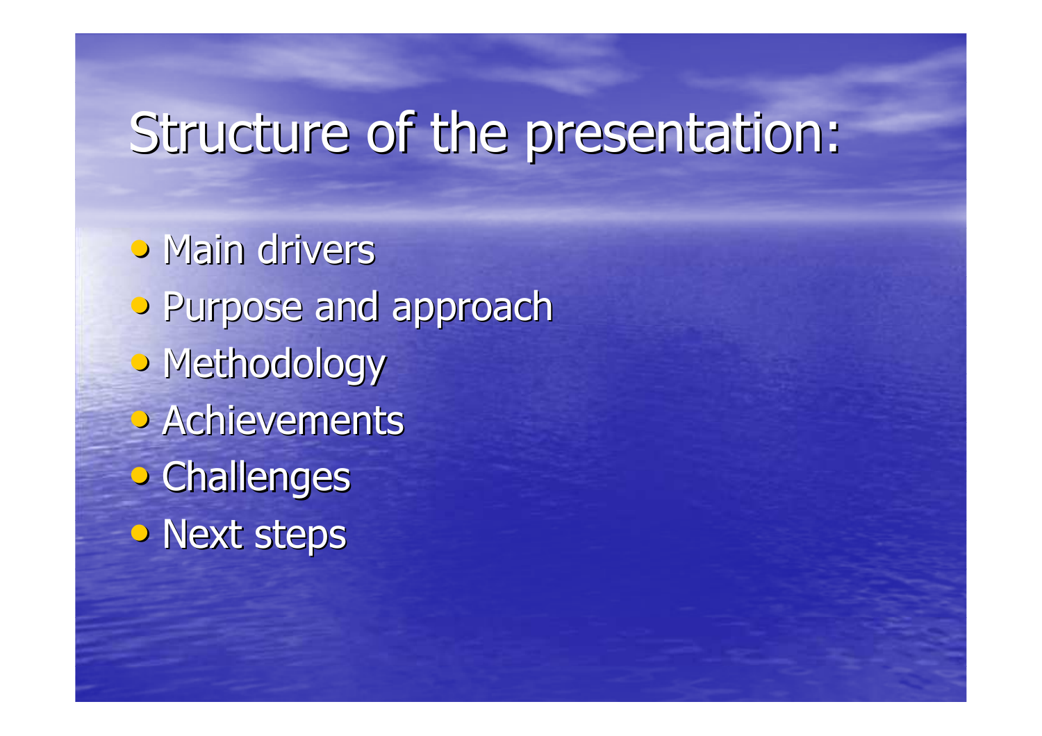# Structure of the presentation:

- Main drivers
- Purpose and approach
- Methodology
- Achievements
- Challenges
- Next steps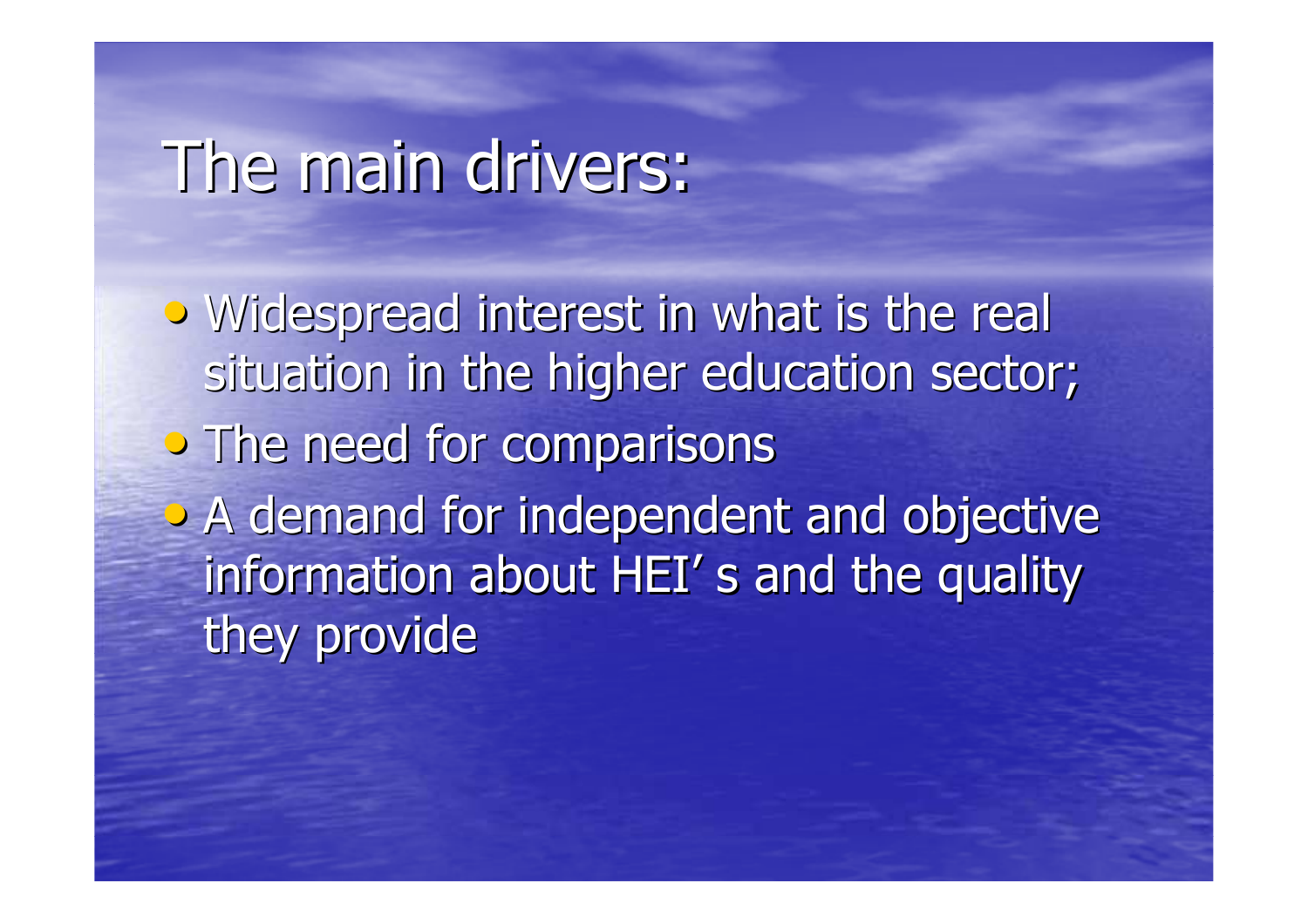# The main drivers:

- Widespread interest in what is the real situation in the higher education sector;
- The need for comparisons
- A demand for independent and objective information about HEI' s and the quality they provide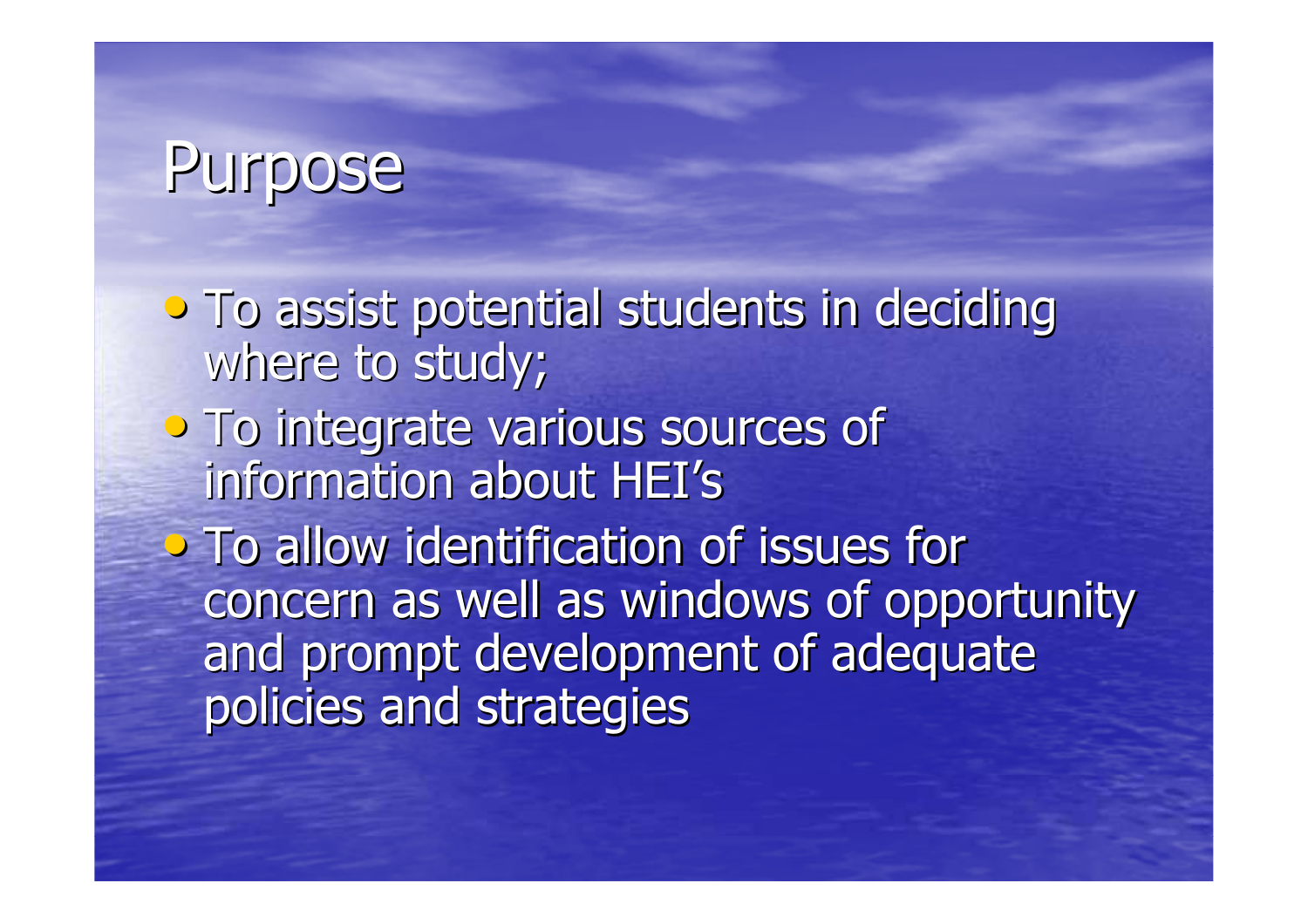# Purpose

- To assist potential students in deciding where to study;
- To integrate various sources of information about HEI's
- To allow identification of issues for concern as well as windows of opportunity and prompt development of adequate policies and strategies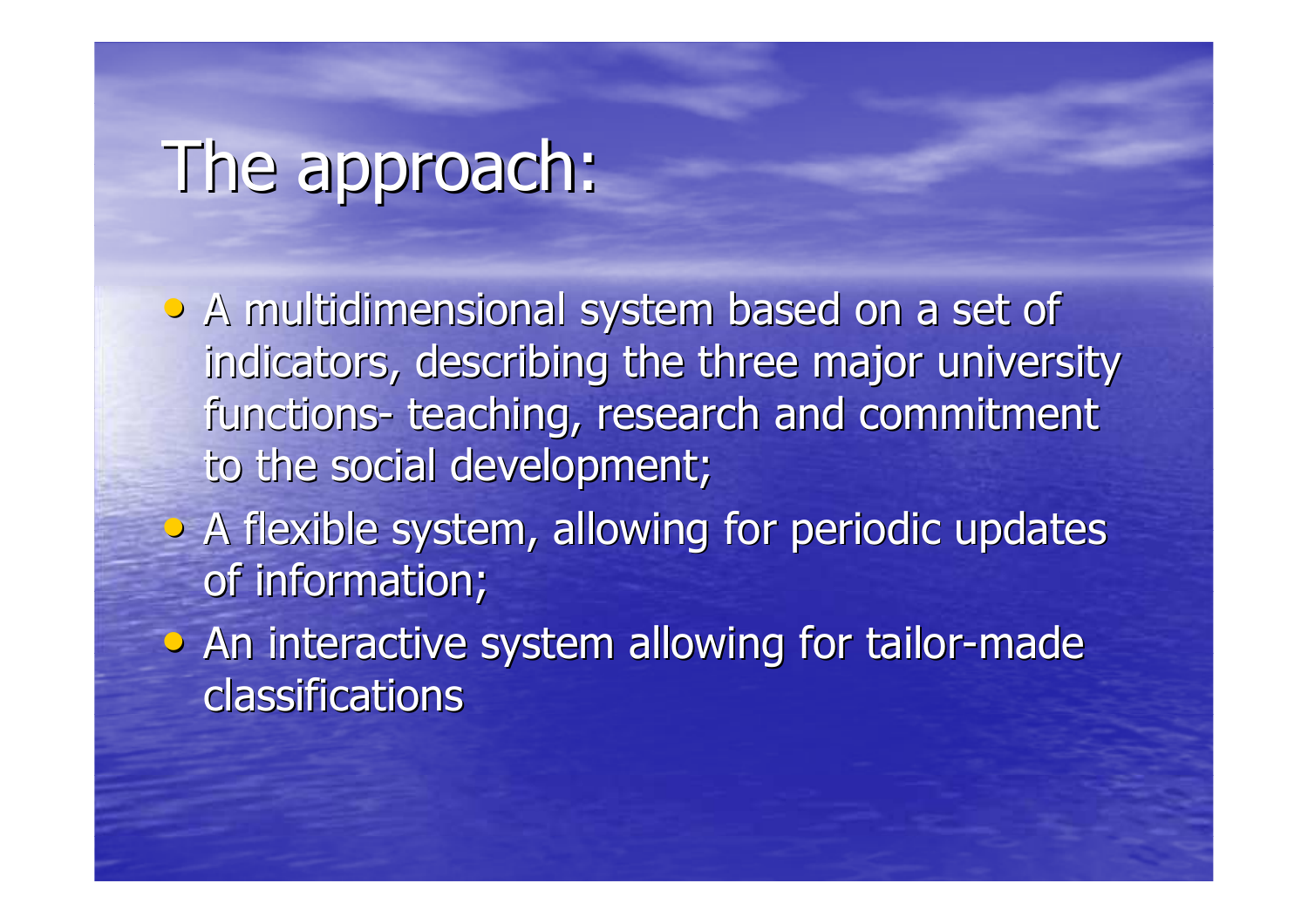# The approach:

- A multidimensional system based on a set of indicators, describing the three major university functions- teaching, research and commitment to the social development;
- A flexible system, allowing for periodic updates of information;
- An interactive system allowing for tailor-made classifications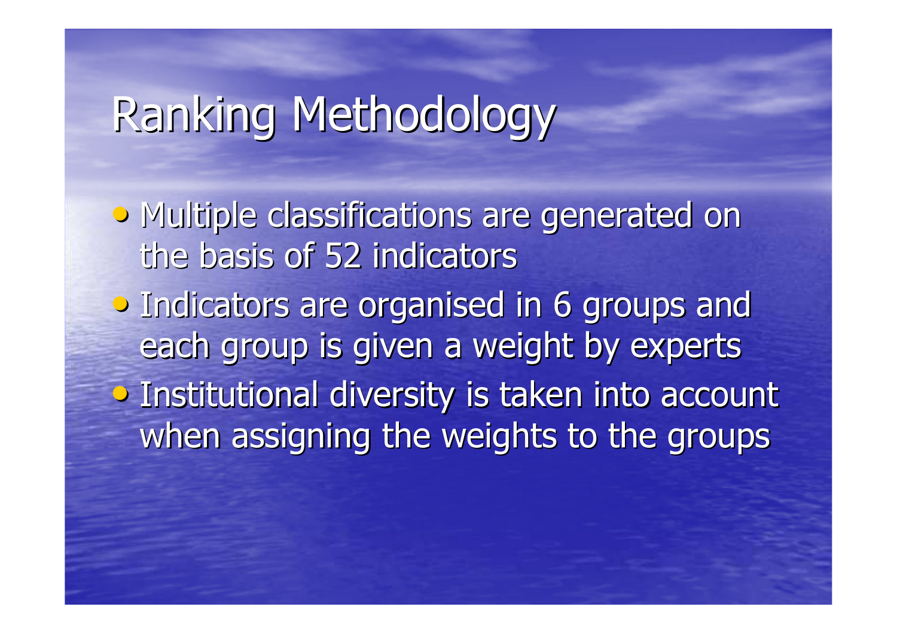# Ranking Methodology

- Multiple classifications are generated on the basis of 52 indicators
- Indicators are organised in 6 groups and each group is given a weight by experts
- Institutional diversity is taken into account when assigning the weights to the groups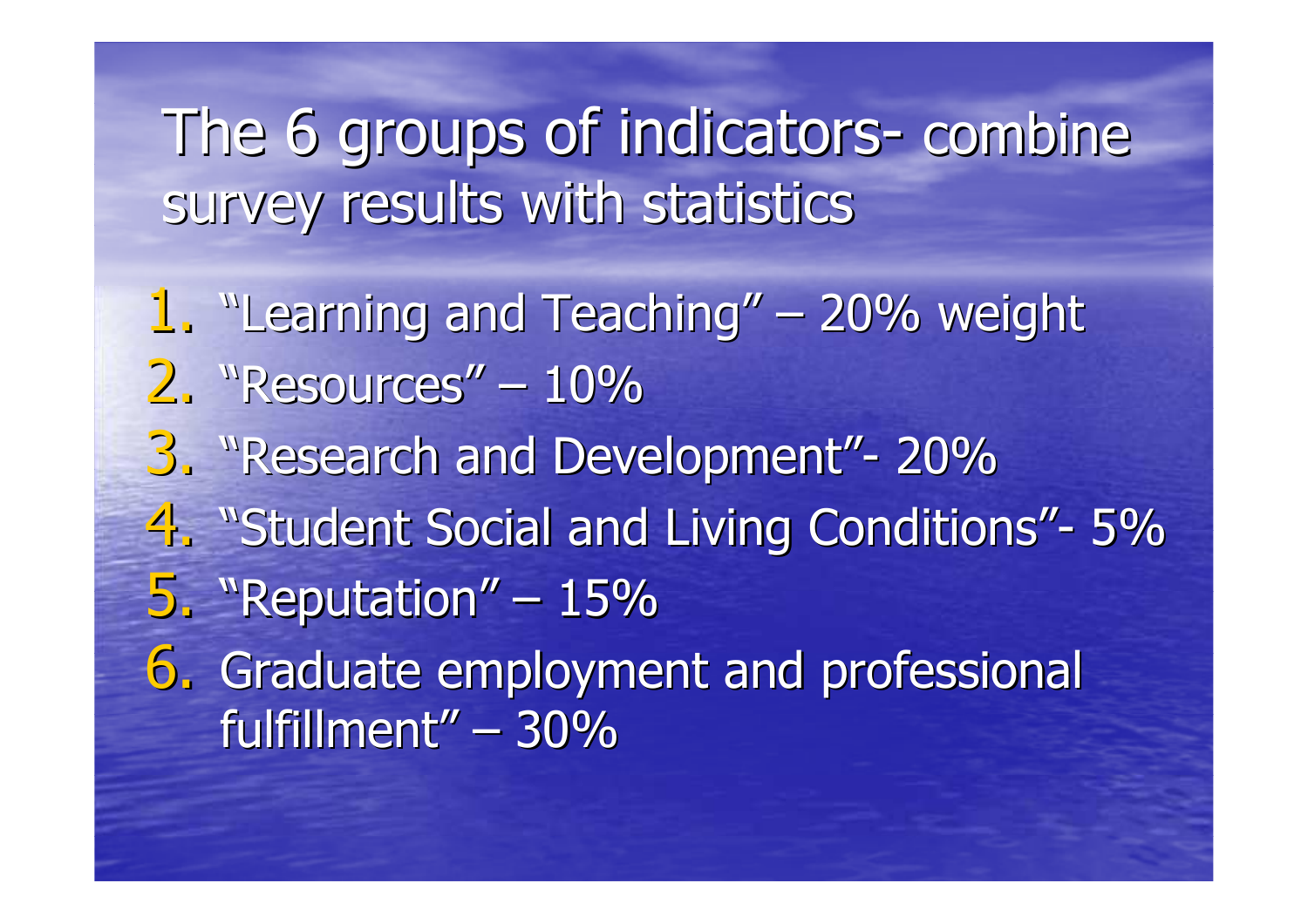# The 6 groups of indicators- combine survey results with statistics

1. "Learning and Teaching" – 20% weight
2. "Resources" – 10%
3. "Research and Development"- 20%
4. "Student Social and Living Conditions"- 5%
5. "Reputation" – 15%
6. Graduate employment and professional fulfillment" – 30%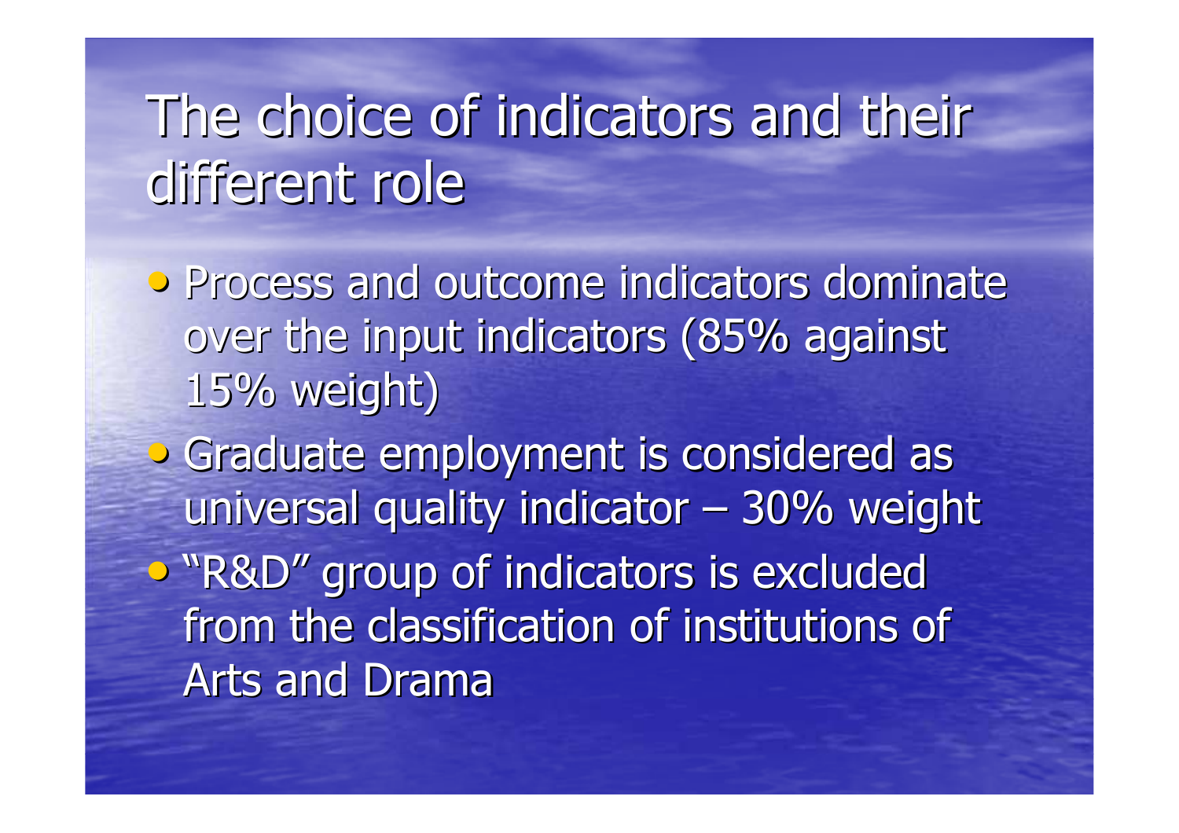# The choice of indicators and their different role

- Process and outcome indicators dominate over the input indicators (85% against 15% weight)
- Graduate employment is considered as universal quality indicator – 30% weight
- "R&D" group of indicators is excluded from the classification of institutions of Arts and Drama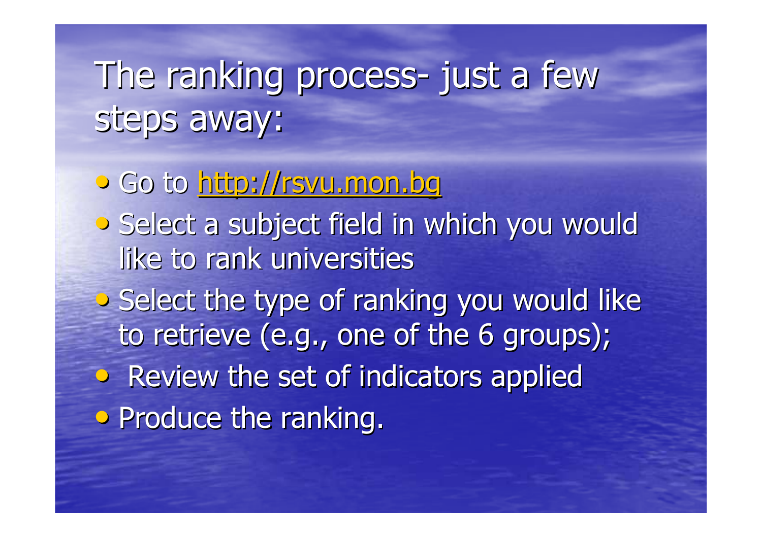# The ranking process- just a few steps away:

- Go to [http://rsvu.mon.bg](http://rsvu.mon.bg)
- Select a subject field in which you would like to rank universities
- Select the type of ranking you would like to retrieve (e.g., one of the 6 groups);
- Review the set of indicators applied
- Produce the ranking.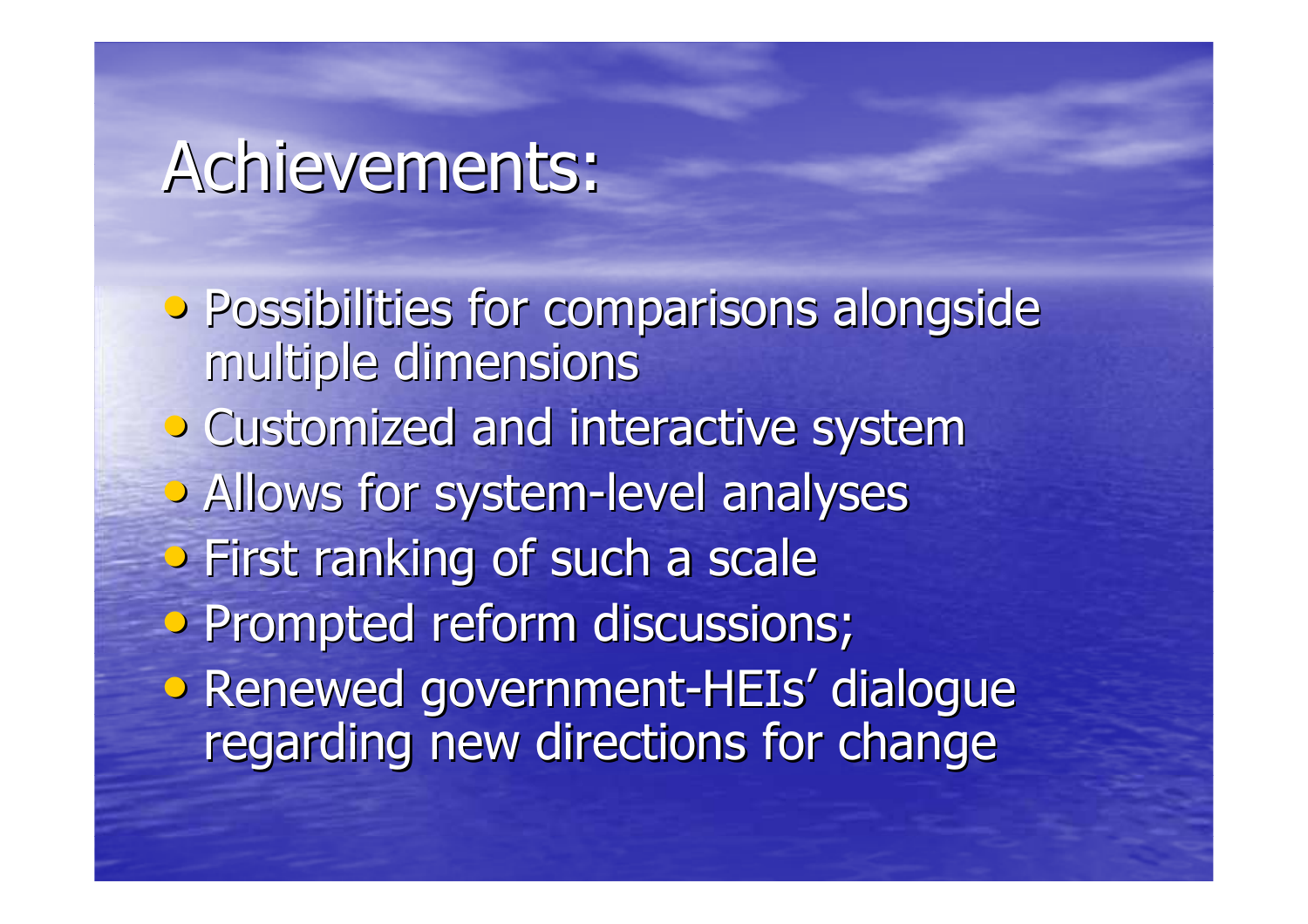# Achievements:

- Possibilities for comparisons alongside multiple dimensions
- Customized and interactive system
- Allows for system-level analyses
- First ranking of such a scale
- Prompted reform discussions;
- Renewed government-HEIs' dialogue regarding new directions for change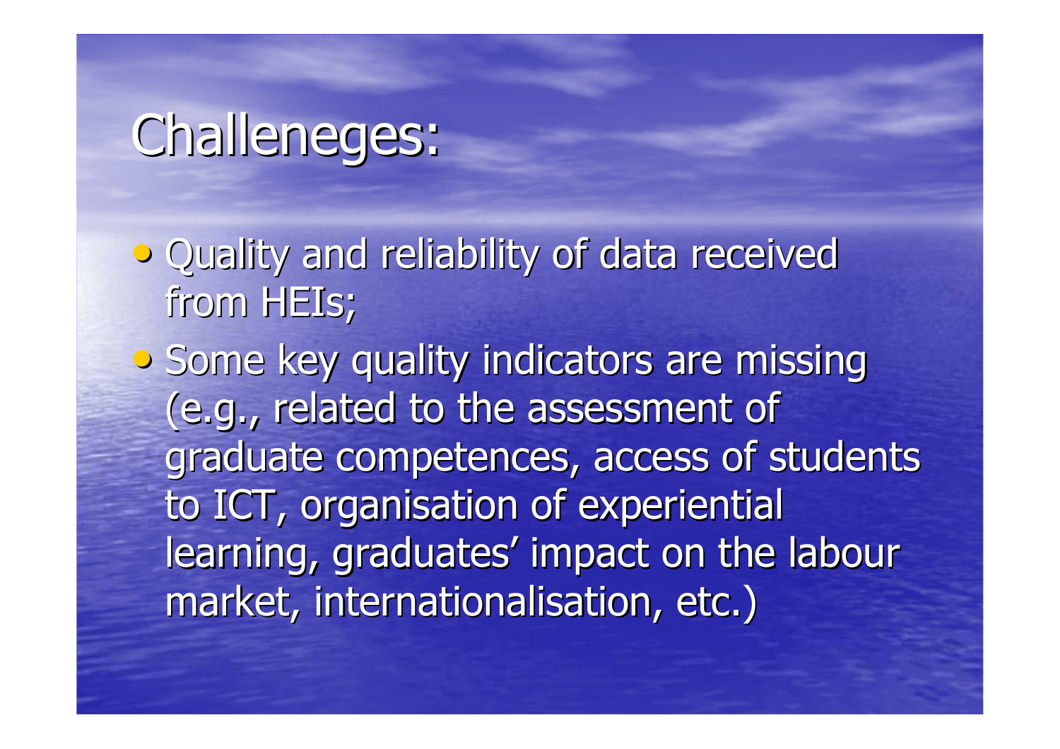# Challeneges:

- Quality and reliability of data received from HEIs;
- Some key quality indicators are missing (e.g., related to the assessment of graduate competences, access of students to ICT, organisation of experiential learning, graduates' impact on the labour market, internationalisation, etc.)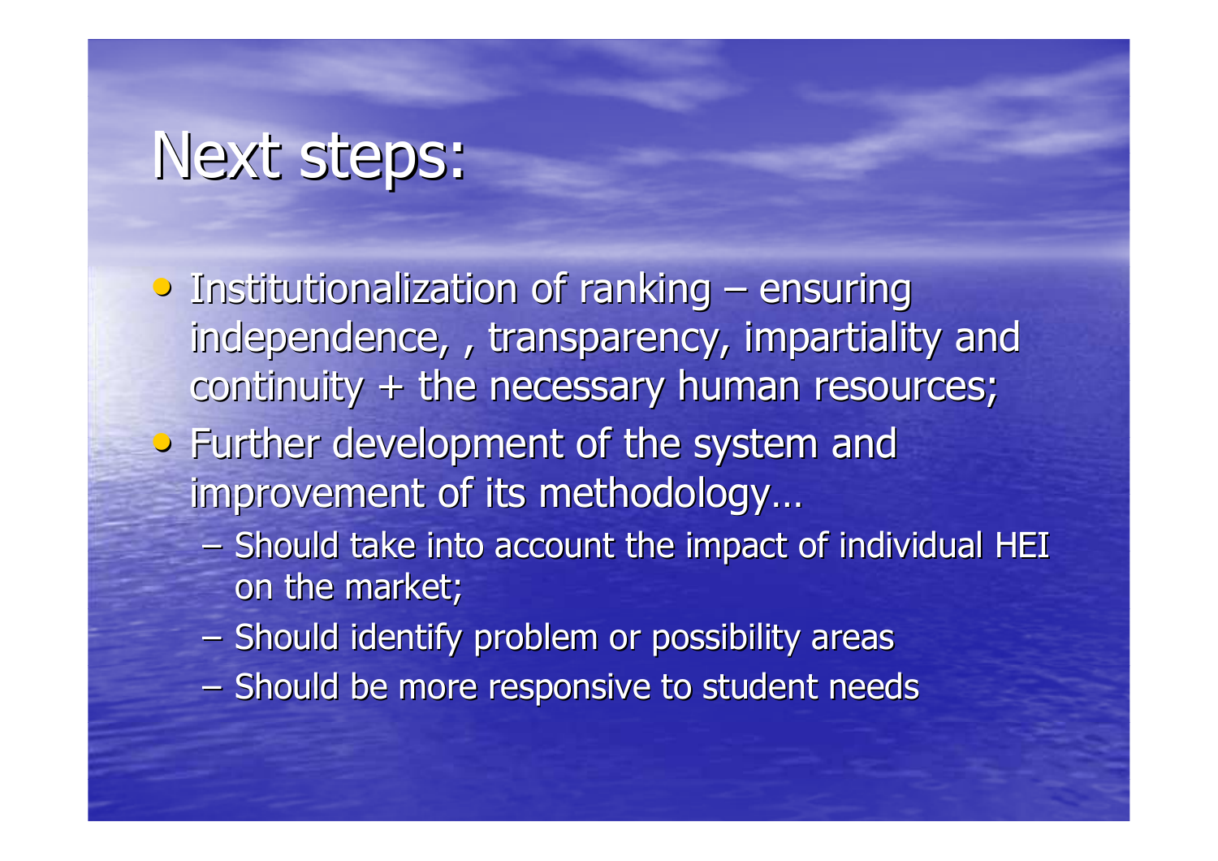# Next steps:

- Institutionalization of ranking – ensuring independence, , transparency, impartiality and continuity + the necessary human resources;
- Further development of the system and improvement of its methodology…
  - Should take into account the impact of individual HEI on the market;
  - Should identify problem or possibility areas
  - Should be more responsive to student needs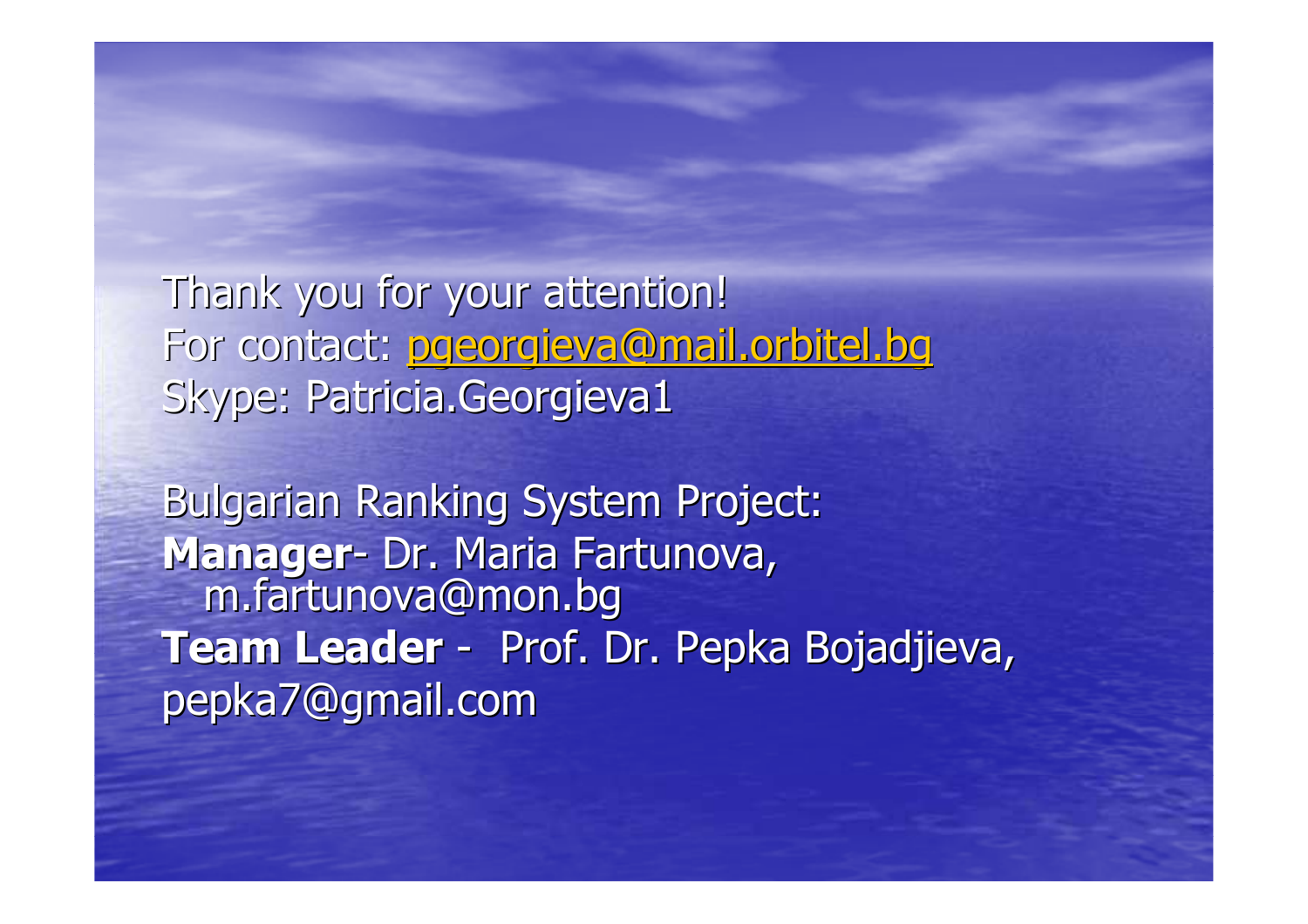Thank you for your attention!
For contact: pgeorgieva@mail.orbitel.bg
Skype: Patricia.Georgieva1

Bulgarian Ranking System Project:
**Manager**- Dr. Maria Fartunova, m.fartunova@mon.bg
**Team Leader** - Prof. Dr. Pepka Bojadjieva, pepka7@gmail.com